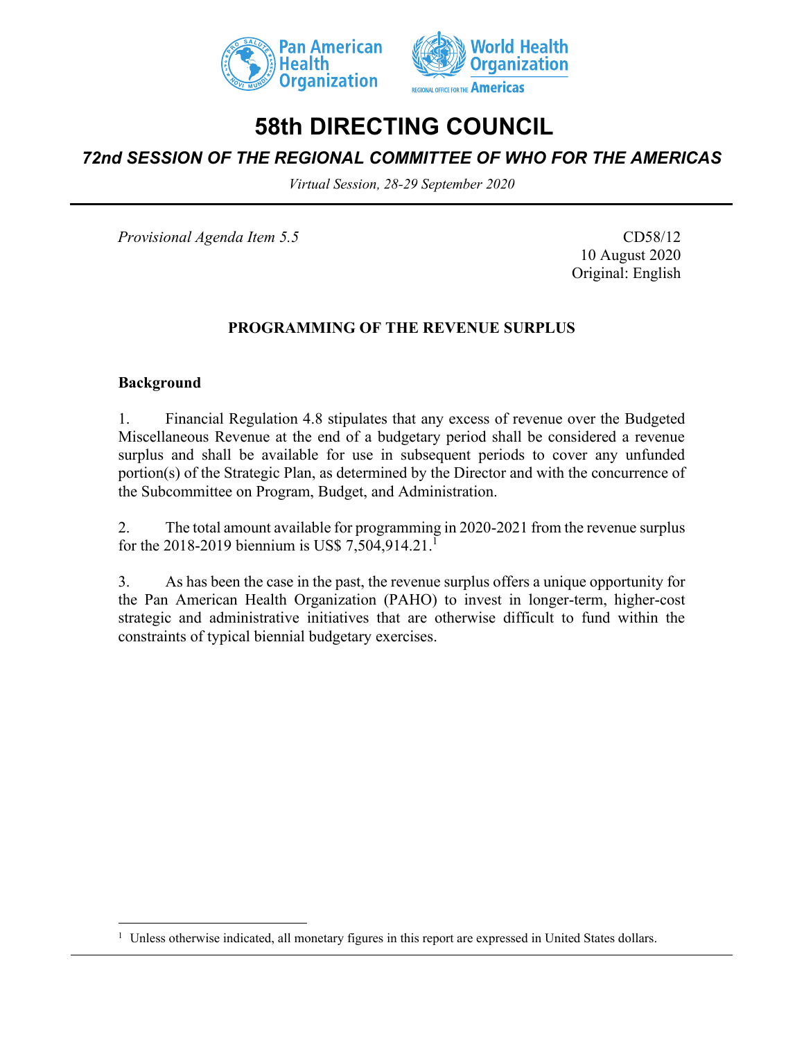# 58th DIRECTING COUNCIL

## *72nd SESSION OF THE REGIONAL COMMITTEE OF WHO FOR THE AMERICAS*

*Virtual Session, 28-29 September 2020*

*Provisional Agenda Item 5.5*

CD58/12
10 August 2020
Original: English

**PROGRAMMING OF THE REVENUE SURPLUS**

**Background**

1. Financial Regulation 4.8 stipulates that any excess of revenue over the Budgeted Miscellaneous Revenue at the end of a budgetary period shall be considered a revenue surplus and shall be available for use in subsequent periods to cover any unfunded portion(s) of the Strategic Plan, as determined by the Director and with the concurrence of the Subcommittee on Program, Budget, and Administration.

2. The total amount available for programming in 2020-2021 from the revenue surplus for the 2018-2019 biennium is US$ 7,504,914.21.[1]

3. As has been the case in the past, the revenue surplus offers a unique opportunity for the Pan American Health Organization (PAHO) to invest in longer-term, higher-cost strategic and administrative initiatives that are otherwise difficult to fund within the constraints of typical biennial budgetary exercises.

---

[1] Unless otherwise indicated, all monetary figures in this report are expressed in United States dollars.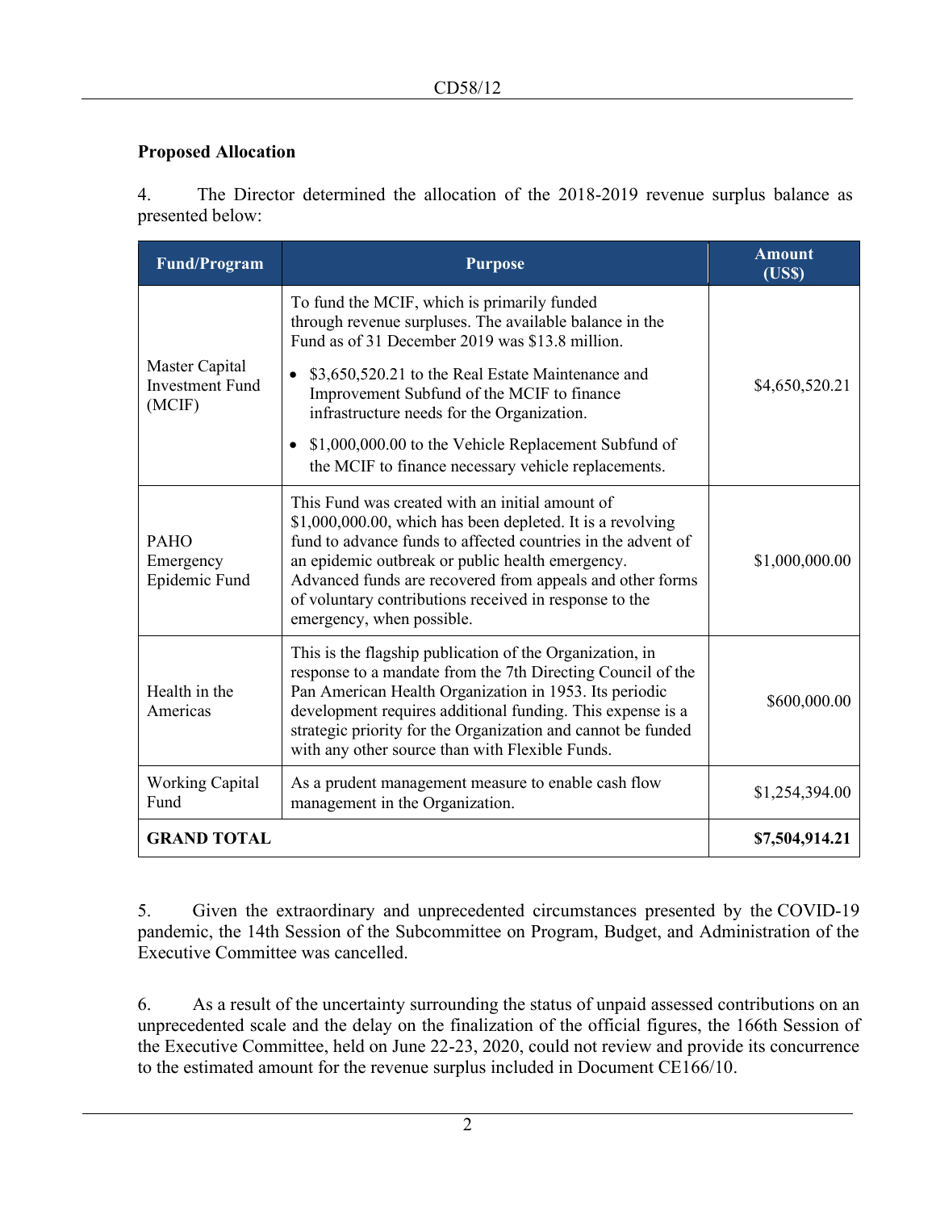**Proposed Allocation**

4. The Director determined the allocation of the 2018-2019 revenue surplus balance as presented below:

| Fund/Program | Purpose | Amount (US$) |
|---|---|---|
| Master Capital Investment Fund (MCIF) | To fund the MCIF, which is primarily funded through revenue surpluses. The available balance in the Fund as of 31 December 2019 was $13.8 million. <br> • $3,650,520.21 to the Real Estate Maintenance and Improvement Subfund of the MCIF to finance infrastructure needs for the Organization. <br> • $1,000,000.00 to the Vehicle Replacement Subfund of the MCIF to finance necessary vehicle replacements. | $4,650,520.21 |
| PAHO Emergency Epidemic Fund | This Fund was created with an initial amount of $1,000,000.00, which has been depleted. It is a revolving fund to advance funds to affected countries in the advent of an epidemic outbreak or public health emergency. Advanced funds are recovered from appeals and other forms of voluntary contributions received in response to the emergency, when possible. | $1,000,000.00 |
| Health in the Americas | This is the flagship publication of the Organization, in response to a mandate from the 7th Directing Council of the Pan American Health Organization in 1953. Its periodic development requires additional funding. This expense is a strategic priority for the Organization and cannot be funded with any other source than with Flexible Funds. | $600,000.00 |
| Working Capital Fund | As a prudent management measure to enable cash flow management in the Organization. | $1,254,394.00 |
| **GRAND TOTAL** | | **$7,504,914.21** |

5. Given the extraordinary and unprecedented circumstances presented by the COVID-19 pandemic, the 14th Session of the Subcommittee on Program, Budget, and Administration of the Executive Committee was cancelled.

6. As a result of the uncertainty surrounding the status of unpaid assessed contributions on an unprecedented scale and the delay on the finalization of the official figures, the 166th Session of the Executive Committee, held on June 22-23, 2020, could not review and provide its concurrence to the estimated amount for the revenue surplus included in Document CE166/10.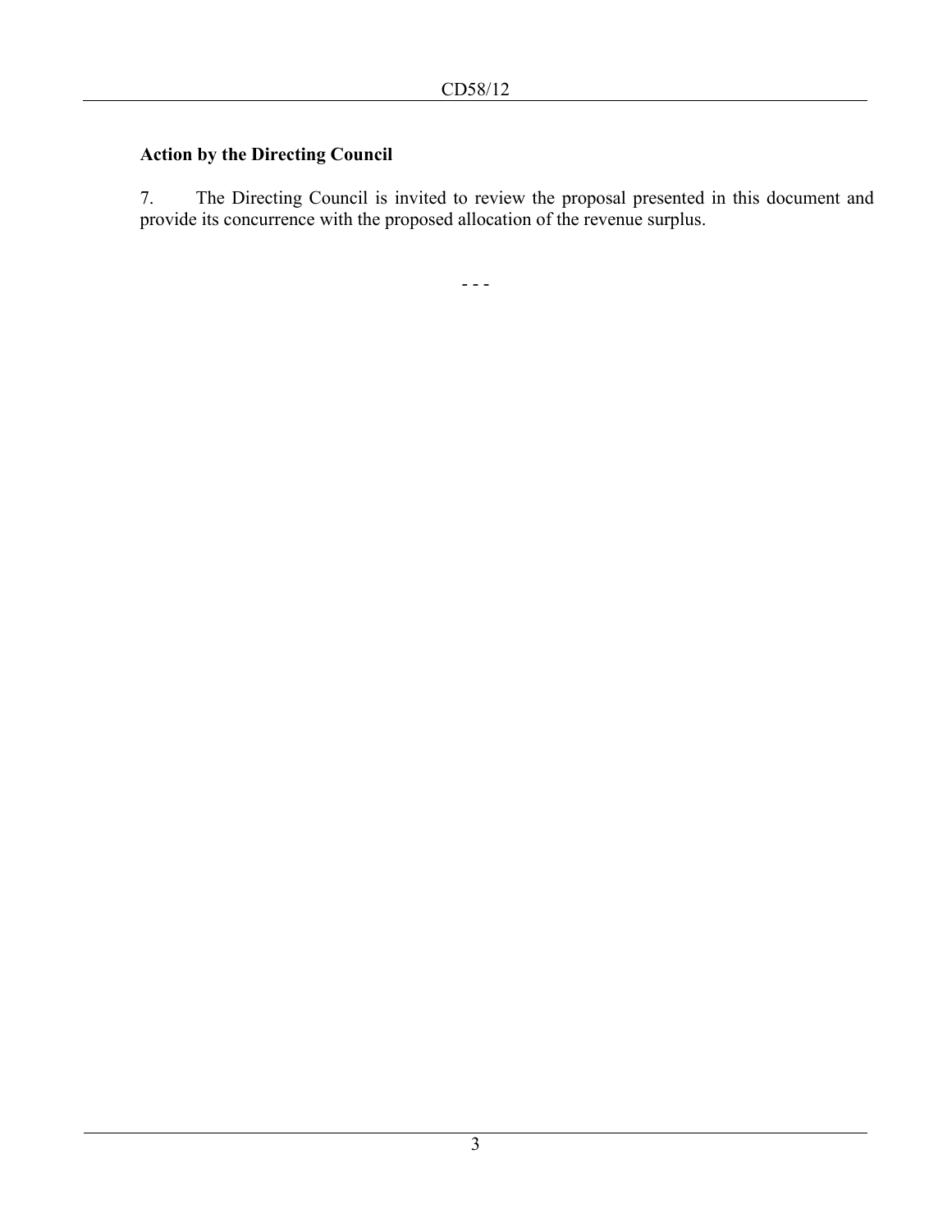**Action by the Directing Council**

7. The Directing Council is invited to review the proposal presented in this document and provide its concurrence with the proposed allocation of the revenue surplus.

- - -